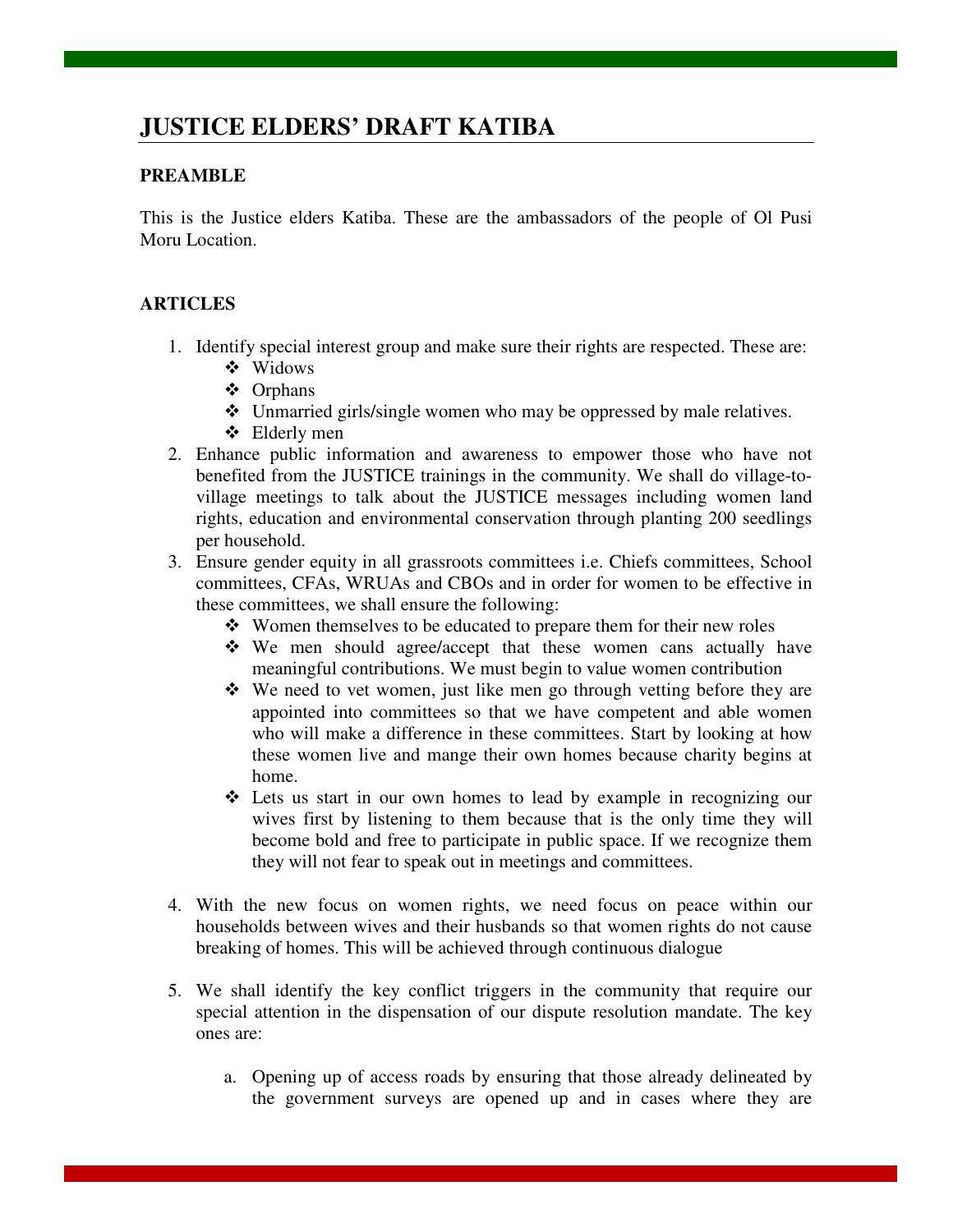# JUSTICE ELDERS' DRAFT KATIBA

**PREAMBLE**

This is the Justice elders Katiba. These are the ambassadors of the people of Ol Pusi Moru Location.

**ARTICLES**

1. Identify special interest group and make sure their rights are respected. These are:
   - Widows
   - Orphans
   - Unmarried girls/single women who may be oppressed by male relatives.
   - Elderly men
2. Enhance public information and awareness to empower those who have not benefited from the JUSTICE trainings in the community. We shall do village-to-village meetings to talk about the JUSTICE messages including women land rights, education and environmental conservation through planting 200 seedlings per household.
3. Ensure gender equity in all grassroots committees i.e. Chiefs committees, School committees, CFAs, WRUAs and CBOs and in order for women to be effective in these committees, we shall ensure the following:
   - Women themselves to be educated to prepare them for their new roles
   - We men should agree/accept that these women cans actually have meaningful contributions. We must begin to value women contribution
   - We need to vet women, just like men go through vetting before they are appointed into committees so that we have competent and able women who will make a difference in these committees. Start by looking at how these women live and mange their own homes because charity begins at home.
   - Lets us start in our own homes to lead by example in recognizing our wives first by listening to them because that is the only time they will become bold and free to participate in public space. If we recognize them they will not fear to speak out in meetings and committees.

4. With the new focus on women rights, we need focus on peace within our households between wives and their husbands so that women rights do not cause breaking of homes. This will be achieved through continuous dialogue

5. We shall identify the key conflict triggers in the community that require our special attention in the dispensation of our dispute resolution mandate. The key ones are:

   a. Opening up of access roads by ensuring that those already delineated by the government surveys are opened up and in cases where they are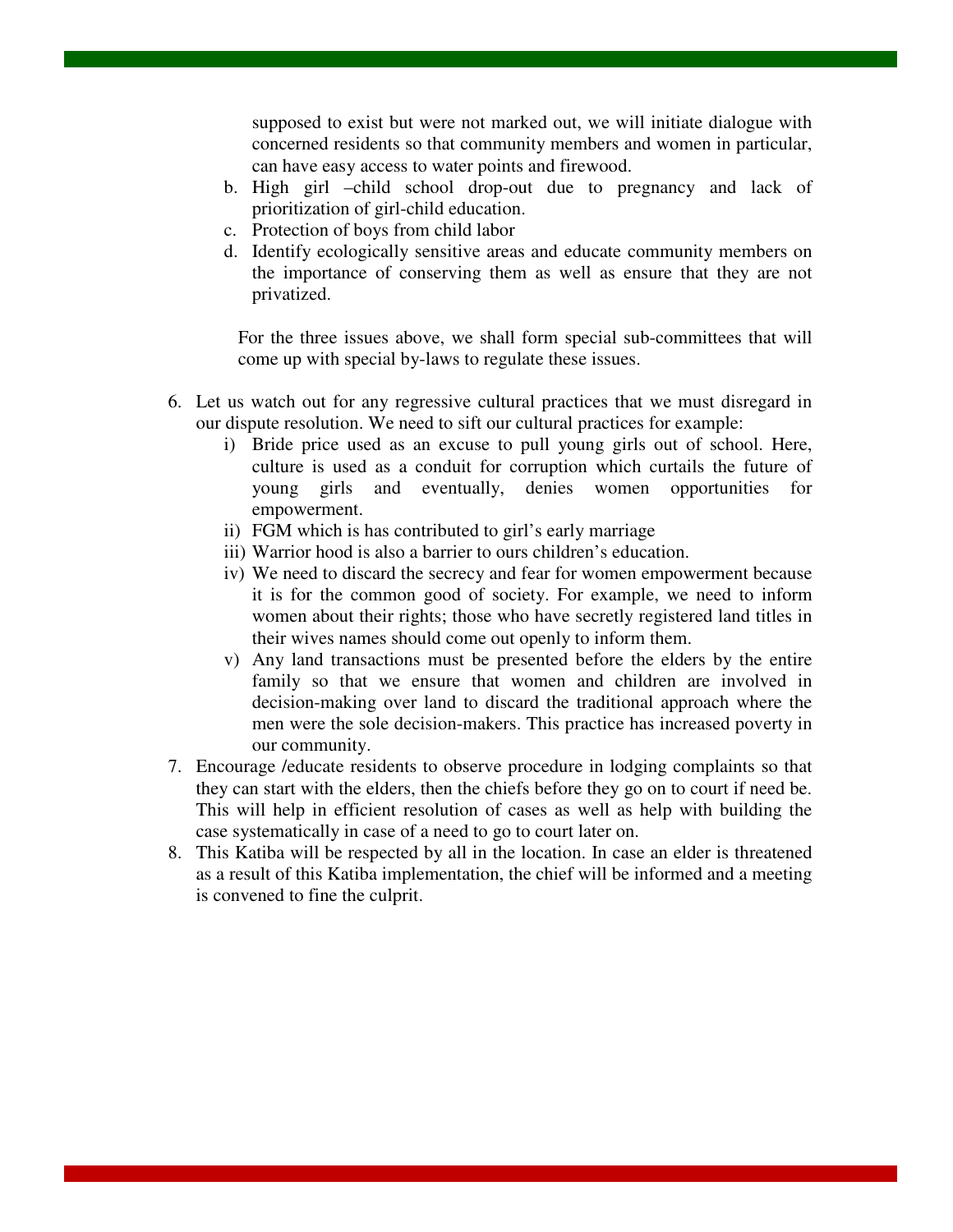supposed to exist but were not marked out, we will initiate dialogue with concerned residents so that community members and women in particular, can have easy access to water points and firewood.

b. High girl –child school drop-out due to pregnancy and lack of prioritization of girl-child education.
c. Protection of boys from child labor
d. Identify ecologically sensitive areas and educate community members on the importance of conserving them as well as ensure that they are not privatized.

For the three issues above, we shall form special sub-committees that will come up with special by-laws to regulate these issues.

6. Let us watch out for any regressive cultural practices that we must disregard in our dispute resolution. We need to sift our cultural practices for example:
   i) Bride price used as an excuse to pull young girls out of school. Here, culture is used as a conduit for corruption which curtails the future of young girls and eventually, denies women opportunities for empowerment.
   ii) FGM which is has contributed to girl's early marriage
   iii) Warrior hood is also a barrier to ours children's education.
   iv) We need to discard the secrecy and fear for women empowerment because it is for the common good of society. For example, we need to inform women about their rights; those who have secretly registered land titles in their wives names should come out openly to inform them.
   v) Any land transactions must be presented before the elders by the entire family so that we ensure that women and children are involved in decision-making over land to discard the traditional approach where the men were the sole decision-makers. This practice has increased poverty in our community.
7. Encourage /educate residents to observe procedure in lodging complaints so that they can start with the elders, then the chiefs before they go on to court if need be. This will help in efficient resolution of cases as well as help with building the case systematically in case of a need to go to court later on.
8. This Katiba will be respected by all in the location. In case an elder is threatened as a result of this Katiba implementation, the chief will be informed and a meeting is convened to fine the culprit.